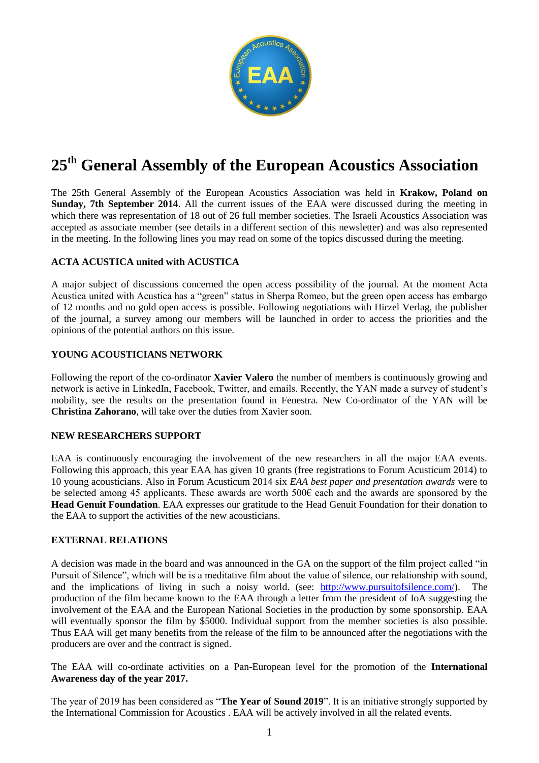# 25th General Assembly of the European Acoustics Association

The 25th General Assembly of the European Acoustics Association was held in **Krakow, Poland on Sunday, 7th September 2014**. All the current issues of the EAA were discussed during the meeting in which there was representation of 18 out of 26 full member societies. The Israeli Acoustics Association was accepted as associate member (see details in a different section of this newsletter) and was also represented in the meeting. In the following lines you may read on some of the topics discussed during the meeting.

### ACTA ACUSTICA united with ACUSTICA

A major subject of discussions concerned the open access possibility of the journal. At the moment Acta Acustica united with Acustica has a "green" status in Sherpa Romeo, but the green open access has embargo of 12 months and no gold open access is possible. Following negotiations with Hirzel Verlag, the publisher of the journal, a survey among our members will be launched in order to access the priorities and the opinions of the potential authors on this issue.

### YOUNG ACOUSTICIANS NETWORK

Following the report of the co-ordinator **Xavier Valero** the number of members is continuously growing and network is active in LinkedIn, Facebook, Twitter, and emails. Recently, the YAN made a survey of student's mobility, see the results on the presentation found in Fenestra. New Co-ordinator of the YAN will be **Christina Zahorano**, will take over the duties from Xavier soon.

### NEW RESEARCHERS SUPPORT

EAA is continuously encouraging the involvement of the new researchers in all the major EAA events. Following this approach, this year EAA has given 10 grants (free registrations to Forum Acusticum 2014) to 10 young acousticians. Also in Forum Acusticum 2014 six *EAA best paper and presentation awards* were to be selected among 45 applicants. These awards are worth 500€ each and the awards are sponsored by the **Head Genuit Foundation**. EAA expresses our gratitude to the Head Genuit Foundation for their donation to the EAA to support the activities of the new acousticians.

### EXTERNAL RELATIONS

A decision was made in the board and was announced in the GA on the support of the film project called "in Pursuit of Silence", which will be is a meditative film about the value of silence, our relationship with sound, and the implications of living in such a noisy world. (see: http://www.pursuitofsilence.com/). The production of the film became known to the EAA through a letter from the president of IoA suggesting the involvement of the EAA and the European National Societies in the production by some sponsorship. EAA will eventually sponsor the film by $5000. Individual support from the member societies is also possible. Thus EAA will get many benefits from the release of the film to be announced after the negotiations with the producers are over and the contract is signed.

The EAA will co-ordinate activities on a Pan-European level for the promotion of the **International Awareness day of the year 2017.**

The year of 2019 has been considered as "**The Year of Sound 2019**". It is an initiative strongly supported by the International Commission for Acoustics . EAA will be actively involved in all the related events.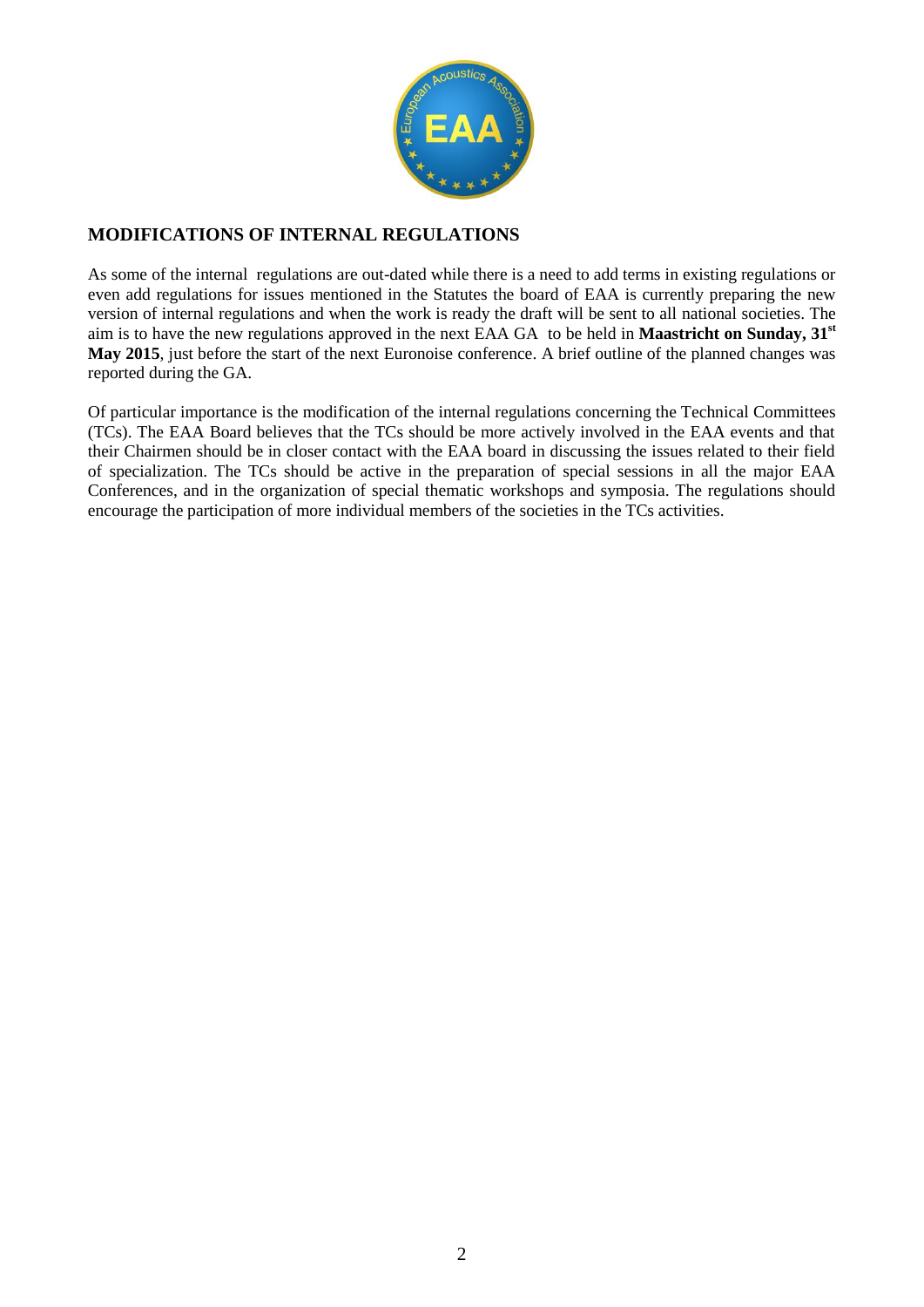## MODIFICATIONS OF INTERNAL REGULATIONS

As some of the internal regulations are out-dated while there is a need to add terms in existing regulations or even add regulations for issues mentioned in the Statutes the board of EAA is currently preparing the new version of internal regulations and when the work is ready the draft will be sent to all national societies. The aim is to have the new regulations approved in the next EAA GA to be held in **Maastricht on Sunday, 31st May 2015**, just before the start of the next Euronoise conference. A brief outline of the planned changes was reported during the GA.

Of particular importance is the modification of the internal regulations concerning the Technical Committees (TCs). The EAA Board believes that the TCs should be more actively involved in the EAA events and that their Chairmen should be in closer contact with the EAA board in discussing the issues related to their field of specialization. The TCs should be active in the preparation of special sessions in all the major EAA Conferences, and in the organization of special thematic workshops and symposia. The regulations should encourage the participation of more individual members of the societies in the TCs activities.